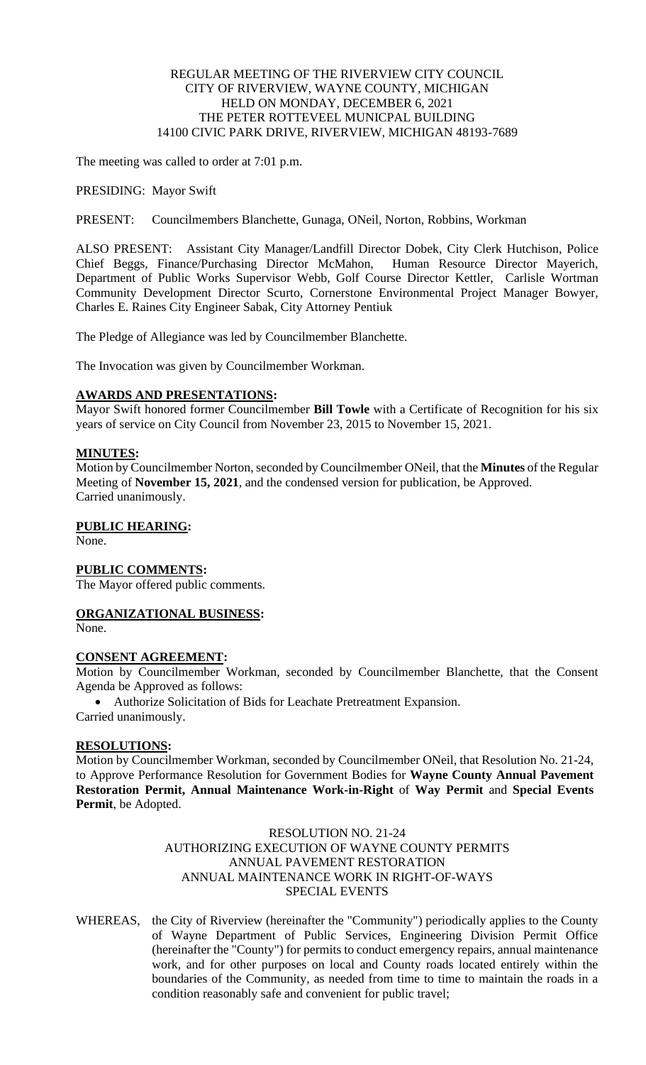REGULAR MEETING OF THE RIVERVIEW CITY COUNCIL
CITY OF RIVERVIEW, WAYNE COUNTY, MICHIGAN
HELD ON MONDAY, DECEMBER 6, 2021
THE PETER ROTTEVEEL MUNICPAL BUILDING
14100 CIVIC PARK DRIVE, RIVERVIEW, MICHIGAN 48193-7689

The meeting was called to order at 7:01 p.m.

PRESIDING: Mayor Swift

PRESENT: Councilmembers Blanchette, Gunaga, ONeil, Norton, Robbins, Workman

ALSO PRESENT: Assistant City Manager/Landfill Director Dobek, City Clerk Hutchison, Police Chief Beggs, Finance/Purchasing Director McMahon, Human Resource Director Mayerich, Department of Public Works Supervisor Webb, Golf Course Director Kettler, Carlisle Wortman Community Development Director Scurto, Cornerstone Environmental Project Manager Bowyer, Charles E. Raines City Engineer Sabak, City Attorney Pentiuk

The Pledge of Allegiance was led by Councilmember Blanchette.

The Invocation was given by Councilmember Workman.

**AWARDS AND PRESENTATIONS:**
Mayor Swift honored former Councilmember **Bill Towle** with a Certificate of Recognition for his six years of service on City Council from November 23, 2015 to November 15, 2021.

**MINUTES:**
Motion by Councilmember Norton, seconded by Councilmember ONeil, that the **Minutes** of the Regular Meeting of **November 15, 2021**, and the condensed version for publication, be Approved.
Carried unanimously.

**PUBLIC HEARING:**
None.

**PUBLIC COMMENTS:**
The Mayor offered public comments.

**ORGANIZATIONAL BUSINESS:**
None.

**CONSENT AGREEMENT:**
Motion by Councilmember Workman, seconded by Councilmember Blanchette, that the Consent Agenda be Approved as follows:

- Authorize Solicitation of Bids for Leachate Pretreatment Expansion.

Carried unanimously.

**RESOLUTIONS:**
Motion by Councilmember Workman, seconded by Councilmember ONeil, that Resolution No. 21-24, to Approve Performance Resolution for Government Bodies for **Wayne County Annual Pavement Restoration Permit, Annual Maintenance Work-in-Right** of **Way Permit** and **Special Events Permit**, be Adopted.

RESOLUTION NO. 21-24
AUTHORIZING EXECUTION OF WAYNE COUNTY PERMITS
ANNUAL PAVEMENT RESTORATION
ANNUAL MAINTENANCE WORK IN RIGHT-OF-WAYS
SPECIAL EVENTS

WHEREAS, the City of Riverview (hereinafter the "Community") periodically applies to the County of Wayne Department of Public Services, Engineering Division Permit Office (hereinafter the "County") for permits to conduct emergency repairs, annual maintenance work, and for other purposes on local and County roads located entirely within the boundaries of the Community, as needed from time to time to maintain the roads in a condition reasonably safe and convenient for public travel;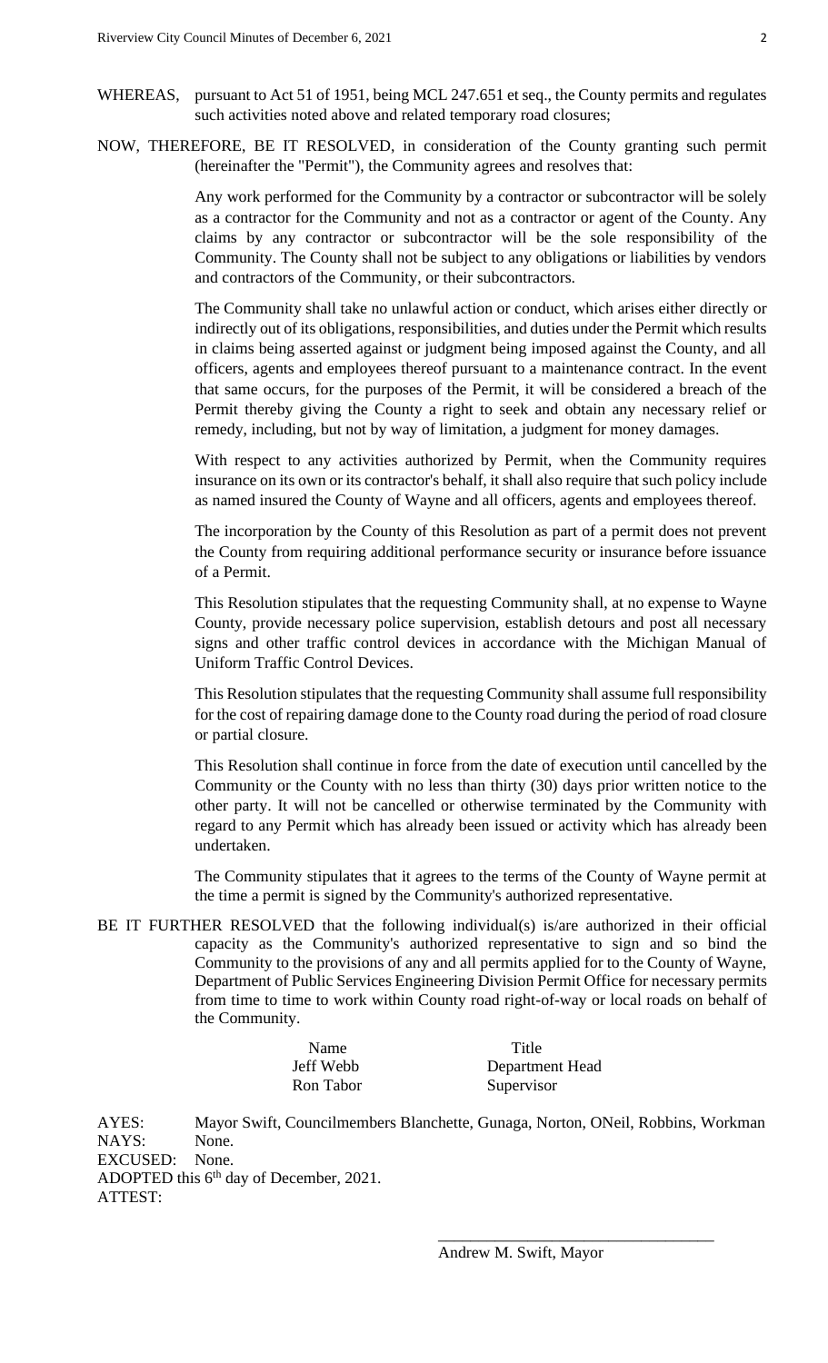WHEREAS, pursuant to Act 51 of 1951, being MCL 247.651 et seq., the County permits and regulates such activities noted above and related temporary road closures;

NOW, THEREFORE, BE IT RESOLVED, in consideration of the County granting such permit (hereinafter the "Permit"), the Community agrees and resolves that:

Any work performed for the Community by a contractor or subcontractor will be solely as a contractor for the Community and not as a contractor or agent of the County. Any claims by any contractor or subcontractor will be the sole responsibility of the Community. The County shall not be subject to any obligations or liabilities by vendors and contractors of the Community, or their subcontractors.

The Community shall take no unlawful action or conduct, which arises either directly or indirectly out of its obligations, responsibilities, and duties under the Permit which results in claims being asserted against or judgment being imposed against the County, and all officers, agents and employees thereof pursuant to a maintenance contract. In the event that same occurs, for the purposes of the Permit, it will be considered a breach of the Permit thereby giving the County a right to seek and obtain any necessary relief or remedy, including, but not by way of limitation, a judgment for money damages.

With respect to any activities authorized by Permit, when the Community requires insurance on its own or its contractor's behalf, it shall also require that such policy include as named insured the County of Wayne and all officers, agents and employees thereof.

The incorporation by the County of this Resolution as part of a permit does not prevent the County from requiring additional performance security or insurance before issuance of a Permit.

This Resolution stipulates that the requesting Community shall, at no expense to Wayne County, provide necessary police supervision, establish detours and post all necessary signs and other traffic control devices in accordance with the Michigan Manual of Uniform Traffic Control Devices.

This Resolution stipulates that the requesting Community shall assume full responsibility for the cost of repairing damage done to the County road during the period of road closure or partial closure.

This Resolution shall continue in force from the date of execution until cancelled by the Community or the County with no less than thirty (30) days prior written notice to the other party. It will not be cancelled or otherwise terminated by the Community with regard to any Permit which has already been issued or activity which has already been undertaken.

The Community stipulates that it agrees to the terms of the County of Wayne permit at the time a permit is signed by the Community's authorized representative.

BE IT FURTHER RESOLVED that the following individual(s) is/are authorized in their official capacity as the Community's authorized representative to sign and so bind the Community to the provisions of any and all permits applied for to the County of Wayne, Department of Public Services Engineering Division Permit Office for necessary permits from time to time to work within County road right-of-way or local roads on behalf of the Community.

| Name | Title |
|---|---|
| Jeff Webb | Department Head |
| Ron Tabor | Supervisor |

AYES: Mayor Swift, Councilmembers Blanchette, Gunaga, Norton, ONeil, Robbins, Workman
NAYS: None.
EXCUSED: None.
ADOPTED this 6th day of December, 2021.
ATTEST:

\_\_\_\_\_\_\_\_\_\_\_\_\_\_\_\_\_\_\_\_\_\_\_\_\_\_\_\_\_\_\_\_\_\_

Andrew M. Swift, Mayor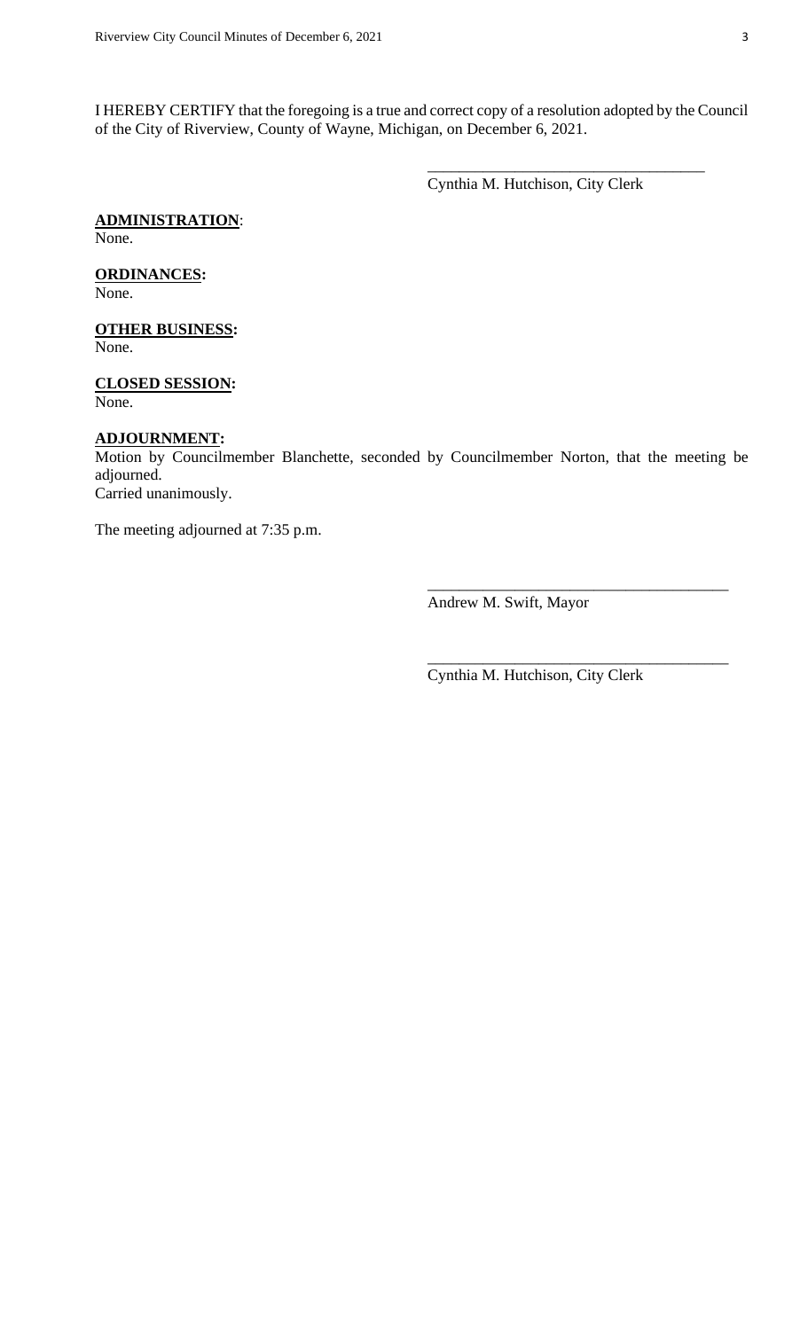I HEREBY CERTIFY that the foregoing is a true and correct copy of a resolution adopted by the Council of the City of Riverview, County of Wayne, Michigan, on December 6, 2021.

\_\_\_\_\_\_\_\_\_\_\_\_\_\_\_\_\_\_\_\_\_\_\_\_\_\_\_\_\_\_\_\_\_\_\_

Cynthia M. Hutchison, City Clerk

**ADMINISTRATION**:

None.

**ORDINANCES:**

None.

**OTHER BUSINESS:**

None.

**CLOSED SESSION:**

None.

**ADJOURNMENT:**

Motion by Councilmember Blanchette, seconded by Councilmember Norton, that the meeting be adjourned.

Carried unanimously.

The meeting adjourned at 7:35 p.m.

\_\_\_\_\_\_\_\_\_\_\_\_\_\_\_\_\_\_\_\_\_\_\_\_\_\_\_\_\_\_\_\_\_\_\_\_\_\_

Andrew M. Swift, Mayor

\_\_\_\_\_\_\_\_\_\_\_\_\_\_\_\_\_\_\_\_\_\_\_\_\_\_\_\_\_\_\_\_\_\_\_\_\_\_

Cynthia M. Hutchison, City Clerk